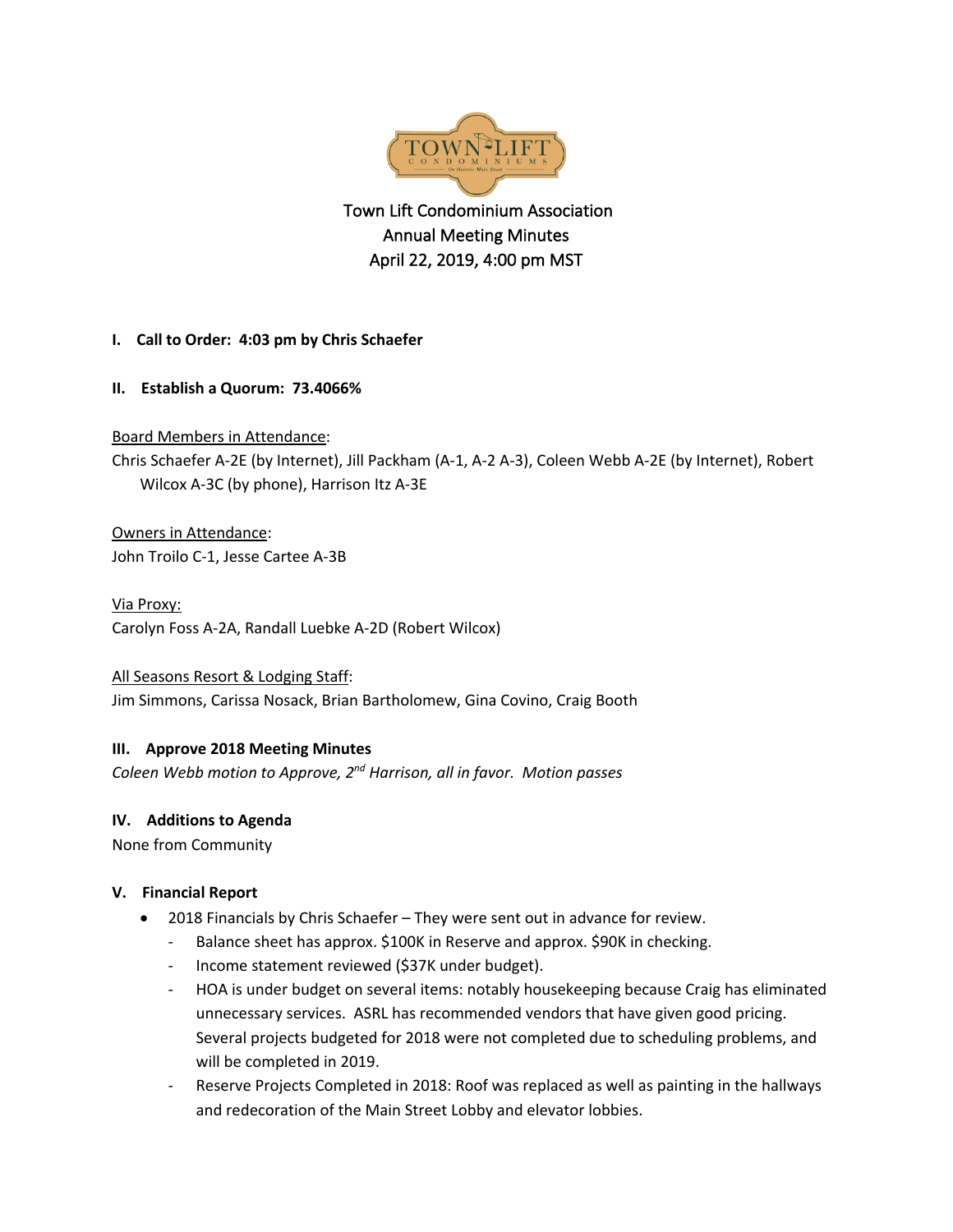Town Lift Condominium Association
Annual Meeting Minutes
April 22, 2019, 4:00 pm MST

**I. Call to Order: 4:03 pm by Chris Schaefer**

**II. Establish a Quorum: 73.4066%**

Board Members in Attendance:
Chris Schaefer A-2E (by Internet), Jill Packham (A-1, A-2 A-3), Coleen Webb A-2E (by Internet), Robert Wilcox A-3C (by phone), Harrison Itz A-3E

Owners in Attendance:
John Troilo C-1, Jesse Cartee A-3B

Via Proxy:
Carolyn Foss A-2A, Randall Luebke A-2D (Robert Wilcox)

All Seasons Resort & Lodging Staff:
Jim Simmons, Carissa Nosack, Brian Bartholomew, Gina Covino, Craig Booth

**III. Approve 2018 Meeting Minutes**

*Coleen Webb motion to Approve, 2nd Harrison, all in favor. Motion passes*

**IV. Additions to Agenda**

None from Community

**V. Financial Report**

- 2018 Financials by Chris Schaefer – They were sent out in advance for review.
  - Balance sheet has approx. $100K in Reserve and approx. $90K in checking.
  - Income statement reviewed ($37K under budget).
  - HOA is under budget on several items: notably housekeeping because Craig has eliminated unnecessary services. ASRL has recommended vendors that have given good pricing. Several projects budgeted for 2018 were not completed due to scheduling problems, and will be completed in 2019.
  - Reserve Projects Completed in 2018: Roof was replaced as well as painting in the hallways and redecoration of the Main Street Lobby and elevator lobbies.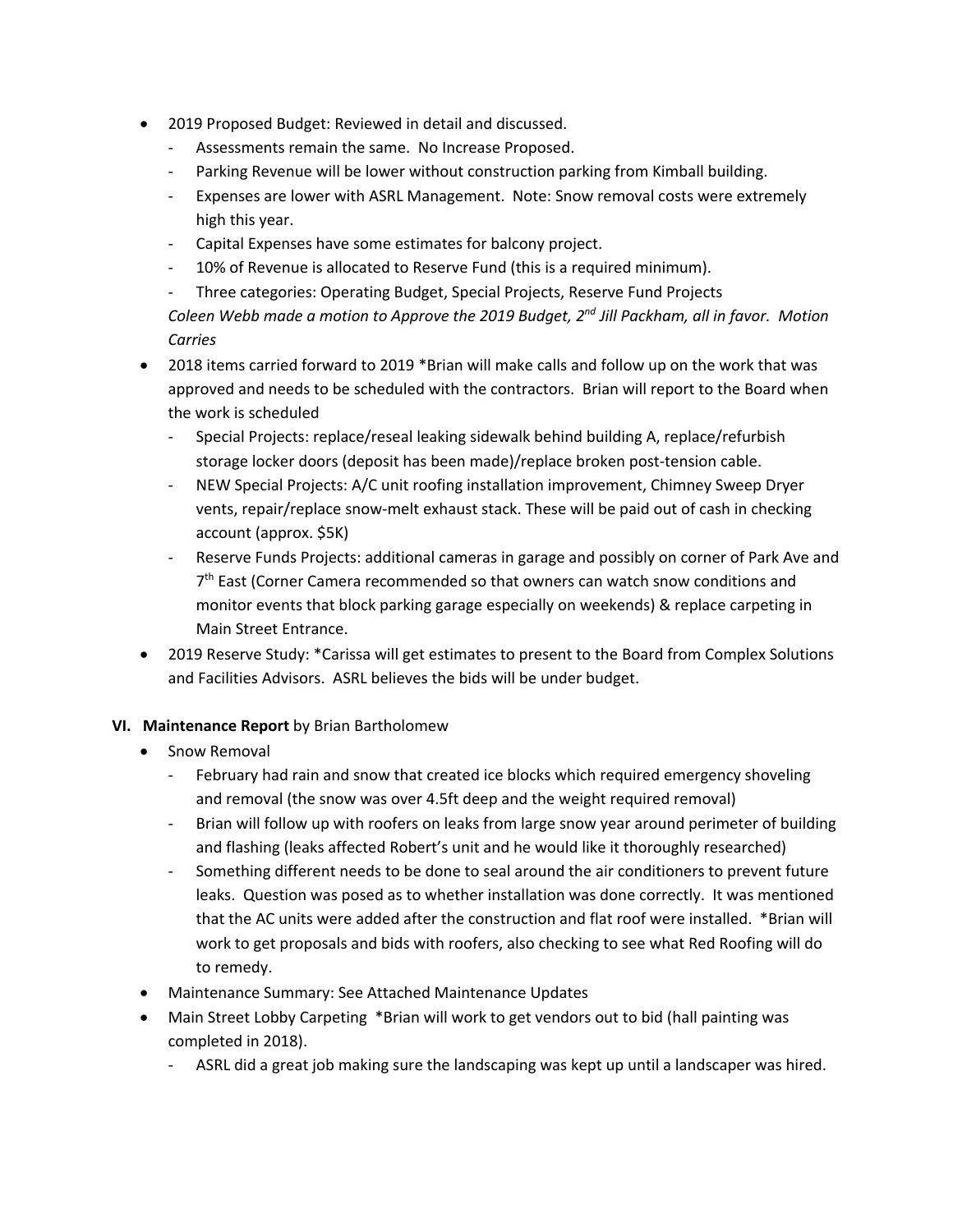- 2019 Proposed Budget: Reviewed in detail and discussed.
  - Assessments remain the same. No Increase Proposed.
  - Parking Revenue will be lower without construction parking from Kimball building.
  - Expenses are lower with ASRL Management. Note: Snow removal costs were extremely high this year.
  - Capital Expenses have some estimates for balcony project.
  - 10% of Revenue is allocated to Reserve Fund (this is a required minimum).
  - Three categories: Operating Budget, Special Projects, Reserve Fund Projects

  *Coleen Webb made a motion to Approve the 2019 Budget, 2nd Jill Packham, all in favor. Motion Carries*
- 2018 items carried forward to 2019 *Brian will make calls and follow up on the work that was approved and needs to be scheduled with the contractors. Brian will report to the Board when the work is scheduled
  - Special Projects: replace/reseal leaking sidewalk behind building A, replace/refurbish storage locker doors (deposit has been made)/replace broken post-tension cable.
  - NEW Special Projects: A/C unit roofing installation improvement, Chimney Sweep Dryer vents, repair/replace snow-melt exhaust stack. These will be paid out of cash in checking account (approx. $5K)
  - Reserve Funds Projects: additional cameras in garage and possibly on corner of Park Ave and 7th East (Corner Camera recommended so that owners can watch snow conditions and monitor events that block parking garage especially on weekends) & replace carpeting in Main Street Entrance.
- 2019 Reserve Study: *Carissa will get estimates to present to the Board from Complex Solutions and Facilities Advisors. ASRL believes the bids will be under budget.

## VI. Maintenance Report by Brian Bartholomew

- Snow Removal
  - February had rain and snow that created ice blocks which required emergency shoveling and removal (the snow was over 4.5ft deep and the weight required removal)
  - Brian will follow up with roofers on leaks from large snow year around perimeter of building and flashing (leaks affected Robert's unit and he would like it thoroughly researched)
  - Something different needs to be done to seal around the air conditioners to prevent future leaks. Question was posed as to whether installation was done correctly. It was mentioned that the AC units were added after the construction and flat roof were installed. *Brian will work to get proposals and bids with roofers, also checking to see what Red Roofing will do to remedy.
- Maintenance Summary: See Attached Maintenance Updates
- Main Street Lobby Carpeting *Brian will work to get vendors out to bid (hall painting was completed in 2018).
  - ASRL did a great job making sure the landscaping was kept up until a landscaper was hired.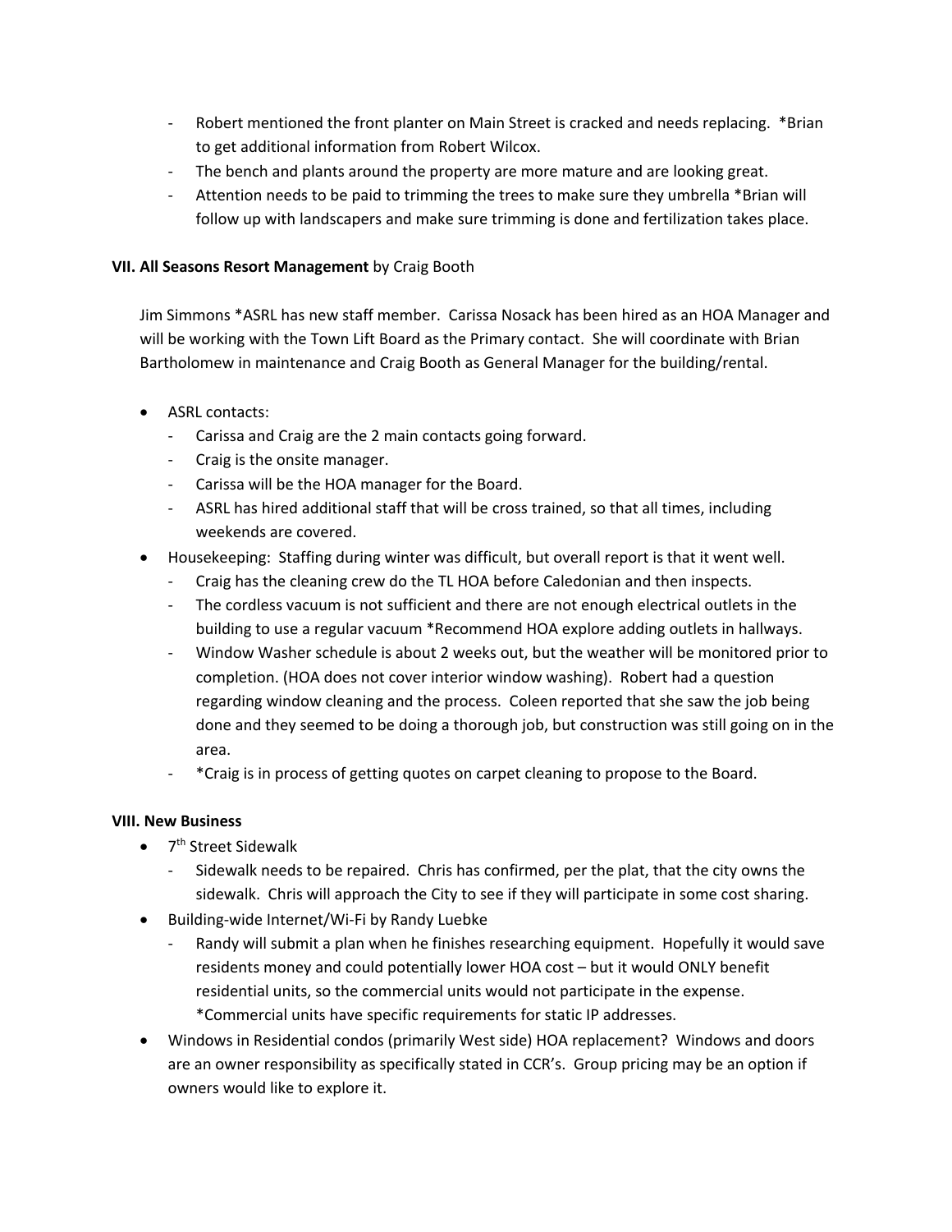- Robert mentioned the front planter on Main Street is cracked and needs replacing. *Brian to get additional information from Robert Wilcox.
- The bench and plants around the property are more mature and are looking great.
- Attention needs to be paid to trimming the trees to make sure they umbrella *Brian will follow up with landscapers and make sure trimming is done and fertilization takes place.

**VII. All Seasons Resort Management** by Craig Booth

Jim Simmons *ASRL has new staff member. Carissa Nosack has been hired as an HOA Manager and will be working with the Town Lift Board as the Primary contact. She will coordinate with Brian Bartholomew in maintenance and Craig Booth as General Manager for the building/rental.

- ASRL contacts:
  - Carissa and Craig are the 2 main contacts going forward.
  - Craig is the onsite manager.
  - Carissa will be the HOA manager for the Board.
  - ASRL has hired additional staff that will be cross trained, so that all times, including weekends are covered.
- Housekeeping: Staffing during winter was difficult, but overall report is that it went well.
  - Craig has the cleaning crew do the TL HOA before Caledonian and then inspects.
  - The cordless vacuum is not sufficient and there are not enough electrical outlets in the building to use a regular vacuum *Recommend HOA explore adding outlets in hallways.
  - Window Washer schedule is about 2 weeks out, but the weather will be monitored prior to completion. (HOA does not cover interior window washing). Robert had a question regarding window cleaning and the process. Coleen reported that she saw the job being done and they seemed to be doing a thorough job, but construction was still going on in the area.
  - *Craig is in process of getting quotes on carpet cleaning to propose to the Board.

**VIII. New Business**

- 7th Street Sidewalk
  - Sidewalk needs to be repaired. Chris has confirmed, per the plat, that the city owns the sidewalk. Chris will approach the City to see if they will participate in some cost sharing.
- Building-wide Internet/Wi-Fi by Randy Luebke
  - Randy will submit a plan when he finishes researching equipment. Hopefully it would save residents money and could potentially lower HOA cost – but it would ONLY benefit residential units, so the commercial units would not participate in the expense. *Commercial units have specific requirements for static IP addresses.
- Windows in Residential condos (primarily West side) HOA replacement? Windows and doors are an owner responsibility as specifically stated in CCR's. Group pricing may be an option if owners would like to explore it.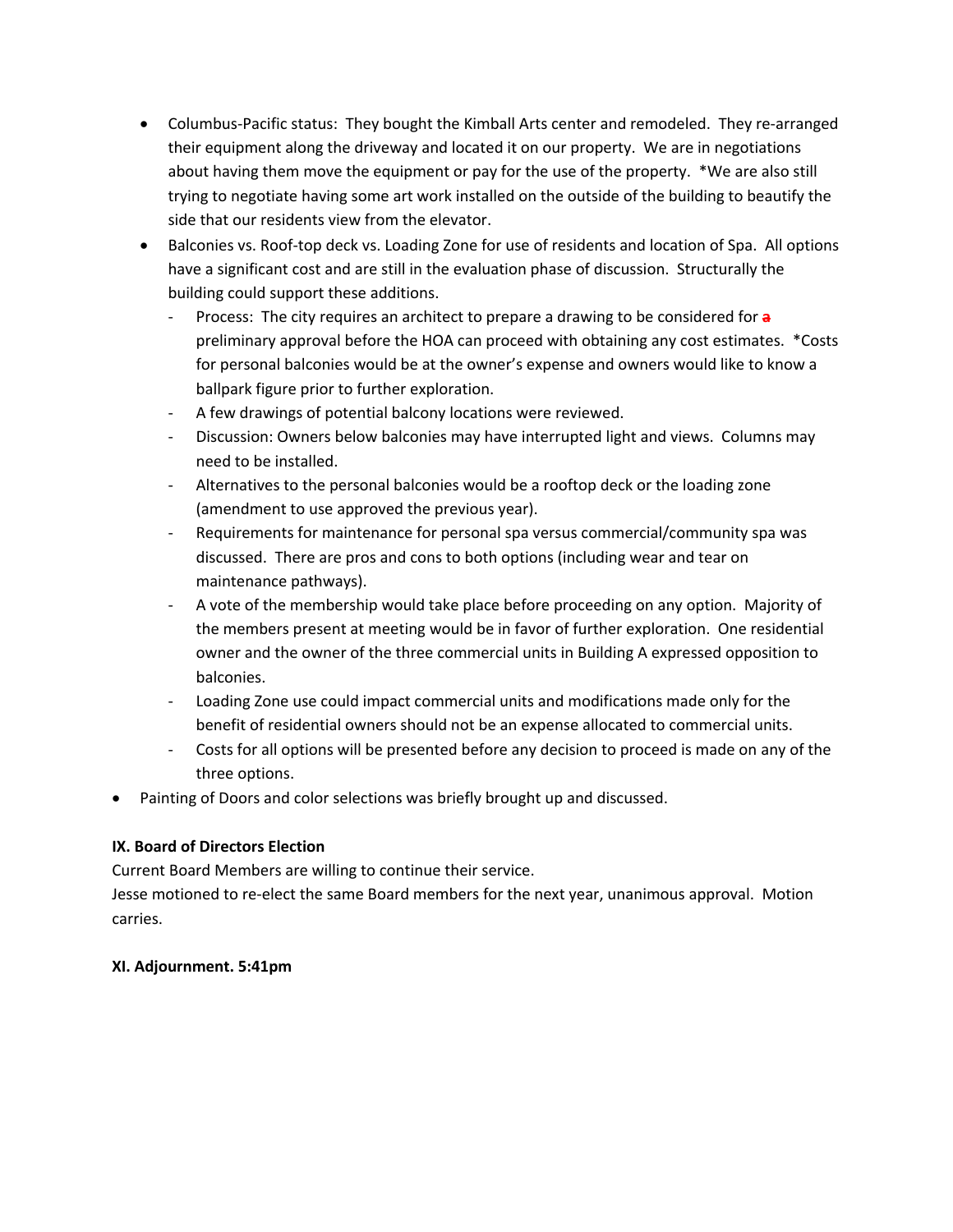- Columbus-Pacific status: They bought the Kimball Arts center and remodeled. They re-arranged their equipment along the driveway and located it on our property. We are in negotiations about having them move the equipment or pay for the use of the property. *We are also still trying to negotiate having some art work installed on the outside of the building to beautify the side that our residents view from the elevator.
- Balconies vs. Roof-top deck vs. Loading Zone for use of residents and location of Spa. All options have a significant cost and are still in the evaluation phase of discussion. Structurally the building could support these additions.
  - Process: The city requires an architect to prepare a drawing to be considered for ~~a~~ preliminary approval before the HOA can proceed with obtaining any cost estimates. *Costs for personal balconies would be at the owner's expense and owners would like to know a ballpark figure prior to further exploration.
  - A few drawings of potential balcony locations were reviewed.
  - Discussion: Owners below balconies may have interrupted light and views. Columns may need to be installed.
  - Alternatives to the personal balconies would be a rooftop deck or the loading zone (amendment to use approved the previous year).
  - Requirements for maintenance for personal spa versus commercial/community spa was discussed. There are pros and cons to both options (including wear and tear on maintenance pathways).
  - A vote of the membership would take place before proceeding on any option. Majority of the members present at meeting would be in favor of further exploration. One residential owner and the owner of the three commercial units in Building A expressed opposition to balconies.
  - Loading Zone use could impact commercial units and modifications made only for the benefit of residential owners should not be an expense allocated to commercial units.
  - Costs for all options will be presented before any decision to proceed is made on any of the three options.
- Painting of Doors and color selections was briefly brought up and discussed.

**IX. Board of Directors Election**

Current Board Members are willing to continue their service.

Jesse motioned to re-elect the same Board members for the next year, unanimous approval. Motion carries.

**XI. Adjournment. 5:41pm**